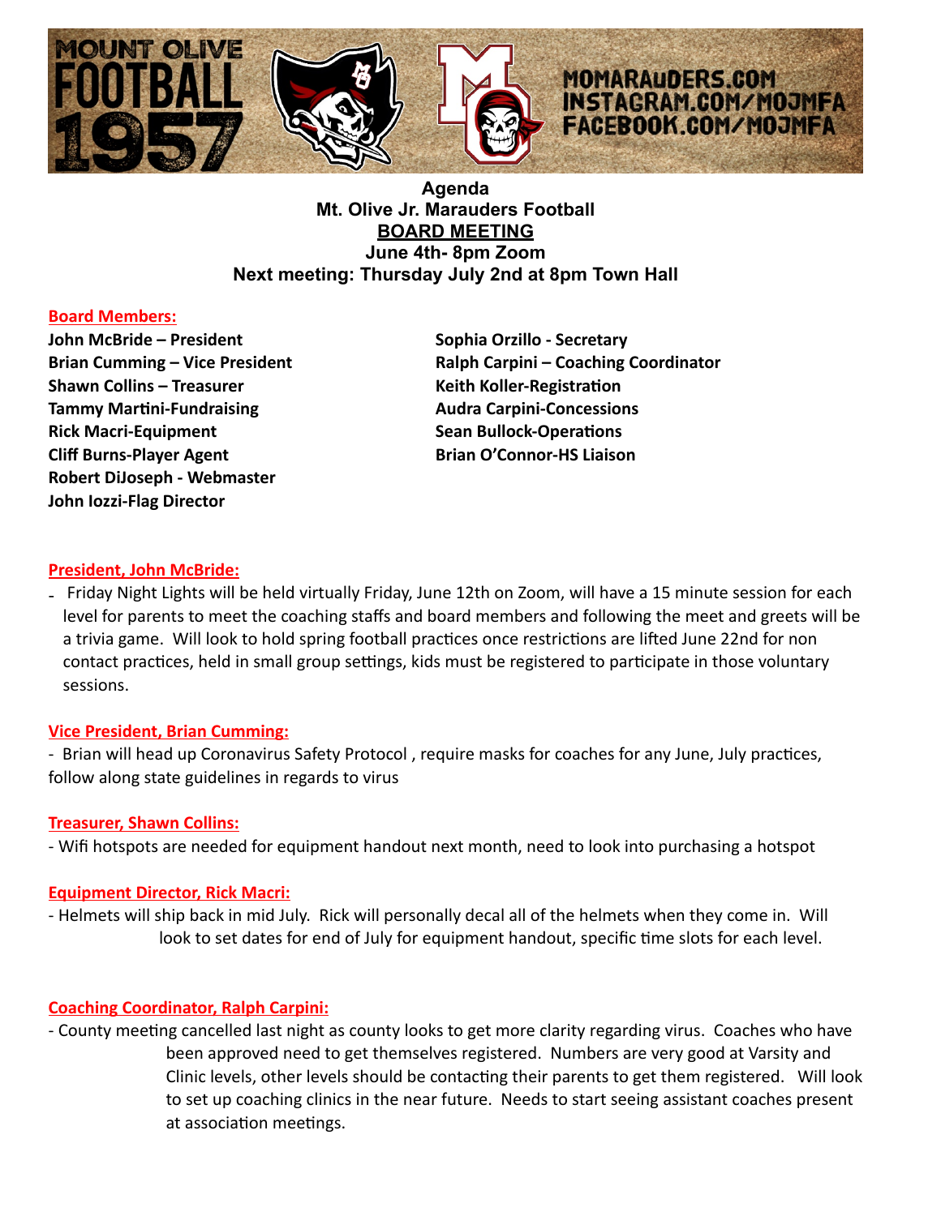MOUNT OLIVE FOOTBALL 1957

MOMARAUDERS.COM
INSTAGRAM.COM/MOJMFA
FACEBOOK.COM/MOJMFA

**Agenda**
**Mt. Olive Jr. Marauders Football**
**BOARD MEETING**
**June 4th- 8pm Zoom**
**Next meeting: Thursday July 2nd at 8pm Town Hall**

## Board Members:

**John McBride – President**
**Brian Cumming – Vice President**
**Shawn Collins – Treasurer**
**Tammy Martini-Fundraising**
**Rick Macri-Equipment**
**Cliff Burns-Player Agent**
**Robert DiJoseph - Webmaster**
**John Iozzi-Flag Director**
**Sophia Orzillo - Secretary**
**Ralph Carpini – Coaching Coordinator**
**Keith Koller-Registration**
**Audra Carpini-Concessions**
**Sean Bullock-Operations**
**Brian O'Connor-HS Liaison**

## President, John McBride:

- Friday Night Lights will be held virtually Friday, June 12th on Zoom, will have a 15 minute session for each level for parents to meet the coaching staffs and board members and following the meet and greets will be a trivia game. Will look to hold spring football practices once restrictions are lifted June 22nd for non contact practices, held in small group settings, kids must be registered to participate in those voluntary sessions.

## Vice President, Brian Cumming:

- Brian will head up Coronavirus Safety Protocol , require masks for coaches for any June, July practices, follow along state guidelines in regards to virus

## Treasurer, Shawn Collins:

- Wifi hotspots are needed for equipment handout next month, need to look into purchasing a hotspot

## Equipment Director, Rick Macri:

- Helmets will ship back in mid July. Rick will personally decal all of the helmets when they come in. Will look to set dates for end of July for equipment handout, specific time slots for each level.

## Coaching Coordinator, Ralph Carpini:

- County meeting cancelled last night as county looks to get more clarity regarding virus. Coaches who have been approved need to get themselves registered. Numbers are very good at Varsity and Clinic levels, other levels should be contacting their parents to get them registered. Will look to set up coaching clinics in the near future. Needs to start seeing assistant coaches present at association meetings.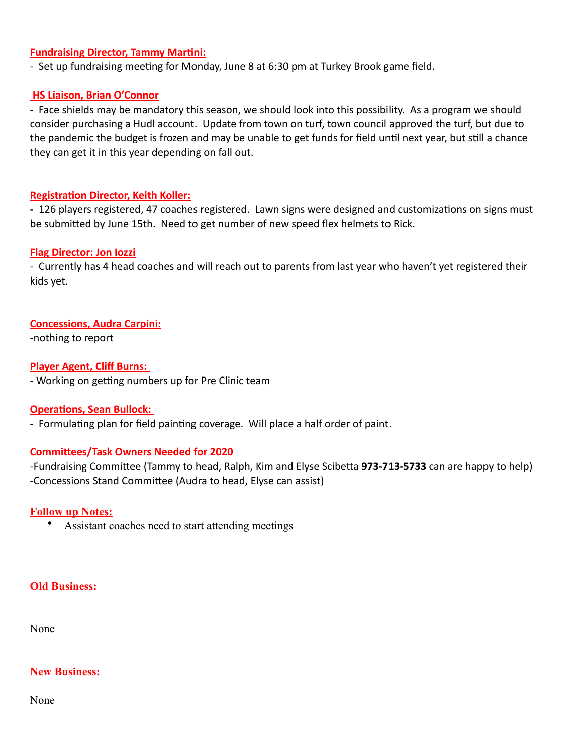**Fundraising Director, Tammy Martini:**

- Set up fundraising meeting for Monday, June 8 at 6:30 pm at Turkey Brook game field.

**HS Liaison, Brian O'Connor**

- Face shields may be mandatory this season, we should look into this possibility. As a program we should consider purchasing a Hudl account. Update from town on turf, town council approved the turf, but due to the pandemic the budget is frozen and may be unable to get funds for field until next year, but still a chance they can get it in this year depending on fall out.

**Registration Director, Keith Koller:**

- 126 players registered, 47 coaches registered. Lawn signs were designed and customizations on signs must be submitted by June 15th. Need to get number of new speed flex helmets to Rick.

**Flag Director: Jon Iozzi**

- Currently has 4 head coaches and will reach out to parents from last year who haven't yet registered their kids yet.

**Concessions, Audra Carpini:**

-nothing to report

**Player Agent, Cliff Burns:**

- Working on getting numbers up for Pre Clinic team

**Operations, Sean Bullock:**

- Formulating plan for field painting coverage. Will place a half order of paint.

**Committees/Task Owners Needed for 2020**

-Fundraising Committee (Tammy to head, Ralph, Kim and Elyse Scibetta **973-713-5733** can are happy to help)
-Concessions Stand Committee (Audra to head, Elyse can assist)

**Follow up Notes:**

- Assistant coaches need to start attending meetings

**Old Business:**

None

**New Business:**

None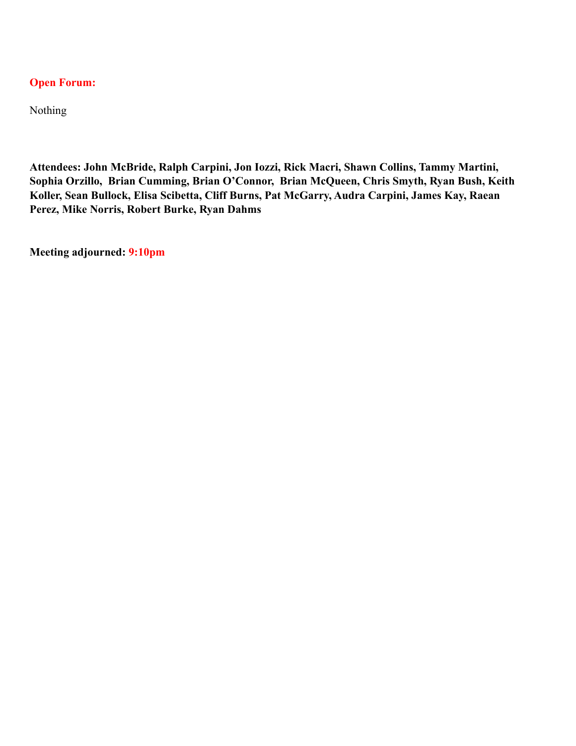**Open Forum:**

Nothing

**Attendees: John McBride, Ralph Carpini, Jon Iozzi, Rick Macri, Shawn Collins, Tammy Martini, Sophia Orzillo, Brian Cumming, Brian O'Connor, Brian McQueen, Chris Smyth, Ryan Bush, Keith Koller, Sean Bullock, Elisa Scibetta, Cliff Burns, Pat McGarry, Audra Carpini, James Kay, Raean Perez, Mike Norris, Robert Burke, Ryan Dahms**

**Meeting adjourned: 9:10pm**